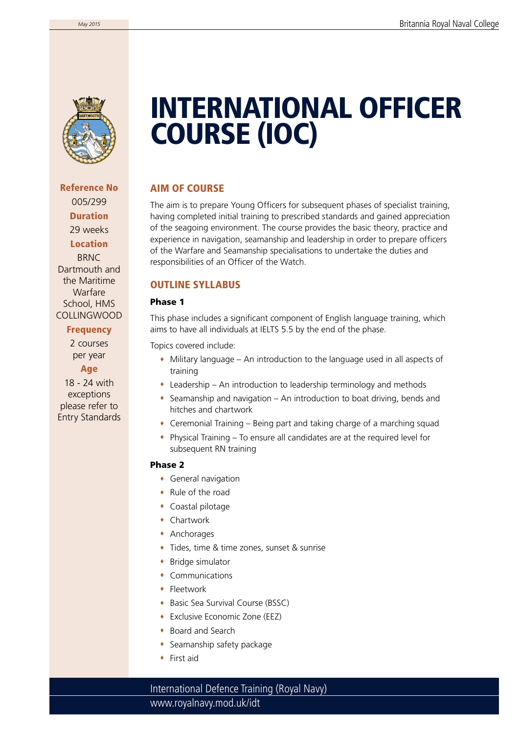# INTERNATIONAL OFFICER COURSE (IOC)

**Reference No**
005/299

**Duration**
29 weeks

**Location**
BRNC Dartmouth and the Maritime Warfare School, HMS COLLINGWOOD

**Frequency**
2 courses per year

**Age**
18 - 24 with exceptions please refer to Entry Standards

## AIM OF COURSE

The aim is to prepare Young Officers for subsequent phases of specialist training, having completed initial training to prescribed standards and gained appreciation of the seagoing environment. The course provides the basic theory, practice and experience in navigation, seamanship and leadership in order to prepare officers of the Warfare and Seamanship specialisations to undertake the duties and responsibilities of an Officer of the Watch.

## OUTLINE SYLLABUS

### Phase 1

This phase includes a significant component of English language training, which aims to have all individuals at IELTS 5.5 by the end of the phase.

Topics covered include:

- Military language – An introduction to the language used in all aspects of training
- Leadership – An introduction to leadership terminology and methods
- Seamanship and navigation – An introduction to boat driving, bends and hitches and chartwork
- Ceremonial Training – Being part and taking charge of a marching squad
- Physical Training – To ensure all candidates are at the required level for subsequent RN training

### Phase 2

- General navigation
- Rule of the road
- Coastal pilotage
- Chartwork
- Anchorages
- Tides, time & time zones, sunset & sunrise
- Bridge simulator
- Communications
- Fleetwork
- Basic Sea Survival Course (BSSC)
- Exclusive Economic Zone (EEZ)
- Board and Search
- Seamanship safety package
- First aid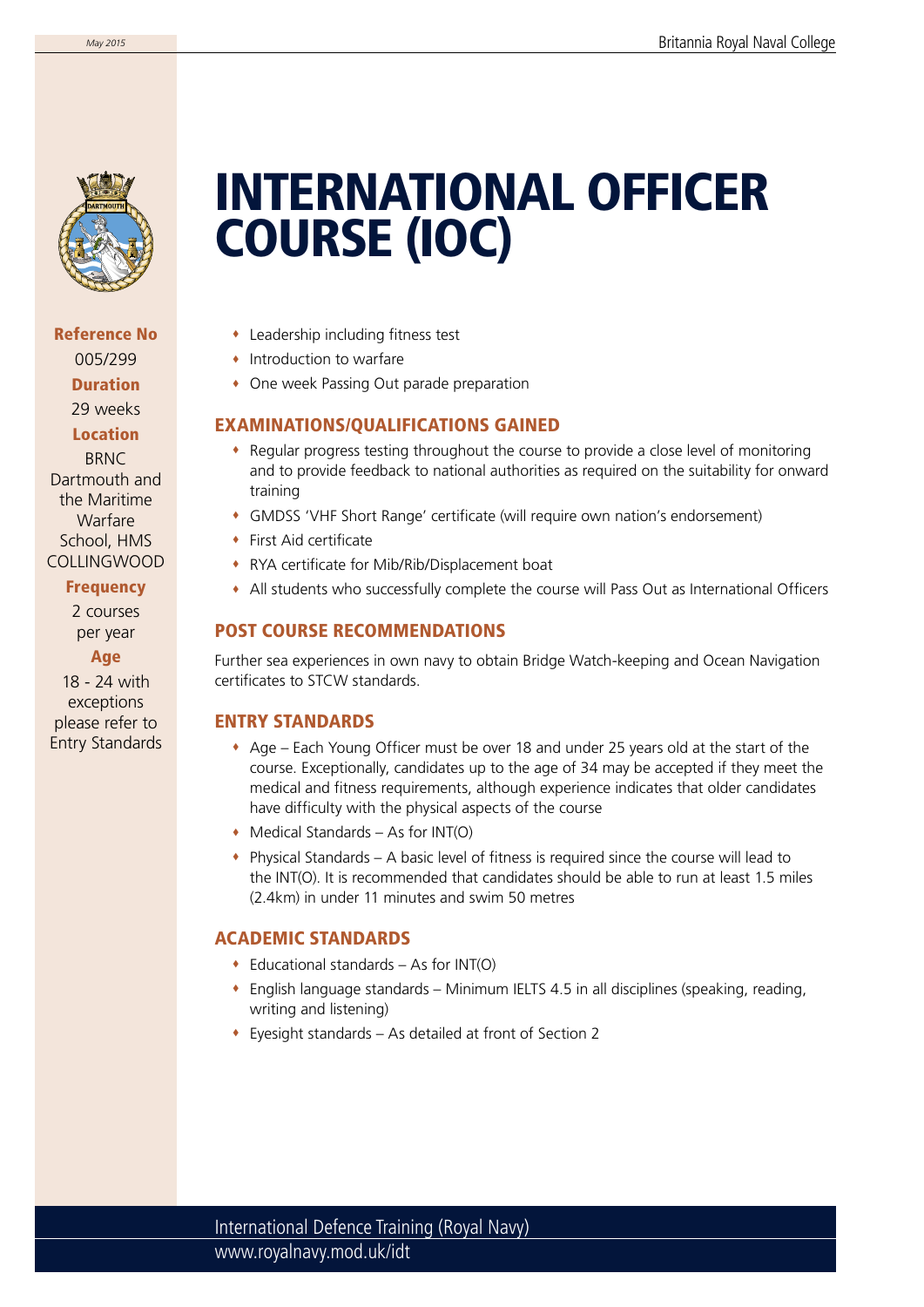# INTERNATIONAL OFFICER COURSE (IOC)

**Reference No**
005/299

**Duration**
29 weeks

**Location**
BRNC Dartmouth and the Maritime Warfare School, HMS COLLINGWOOD

**Frequency**
2 courses per year

**Age**
18 - 24 with exceptions please refer to Entry Standards

- Leadership including fitness test
- Introduction to warfare
- One week Passing Out parade preparation

## EXAMINATIONS/QUALIFICATIONS GAINED

- Regular progress testing throughout the course to provide a close level of monitoring and to provide feedback to national authorities as required on the suitability for onward training
- GMDSS 'VHF Short Range' certificate (will require own nation's endorsement)
- First Aid certificate
- RYA certificate for Mib/Rib/Displacement boat
- All students who successfully complete the course will Pass Out as International Officers

## POST COURSE RECOMMENDATIONS

Further sea experiences in own navy to obtain Bridge Watch-keeping and Ocean Navigation certificates to STCW standards.

## ENTRY STANDARDS

- Age – Each Young Officer must be over 18 and under 25 years old at the start of the course. Exceptionally, candidates up to the age of 34 may be accepted if they meet the medical and fitness requirements, although experience indicates that older candidates have difficulty with the physical aspects of the course
- Medical Standards – As for INT(O)
- Physical Standards – A basic level of fitness is required since the course will lead to the INT(O). It is recommended that candidates should be able to run at least 1.5 miles (2.4km) in under 11 minutes and swim 50 metres

## ACADEMIC STANDARDS

- Educational standards – As for INT(O)
- English language standards – Minimum IELTS 4.5 in all disciplines (speaking, reading, writing and listening)
- Eyesight standards – As detailed at front of Section 2